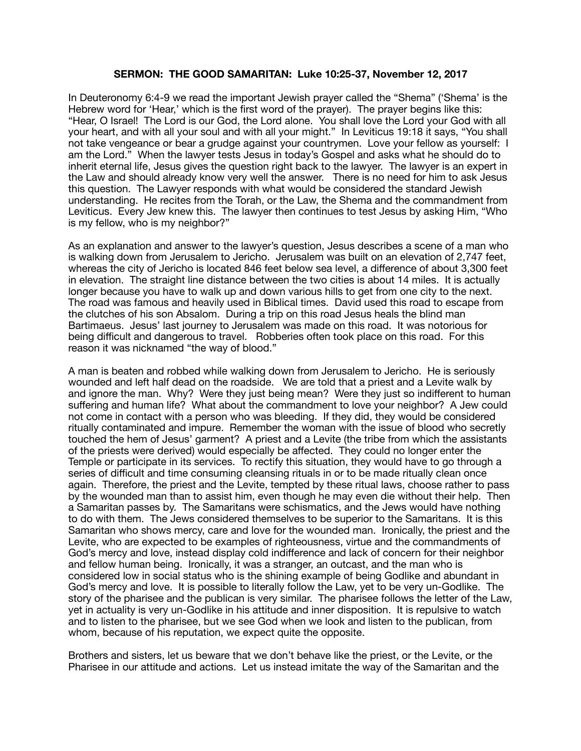# SERMON: THE GOOD SAMARITAN: Luke 10:25-37, November 12, 2017

In Deuteronomy 6:4-9 we read the important Jewish prayer called the "Shema" ('Shema' is the Hebrew word for 'Hear,' which is the first word of the prayer). The prayer begins like this: "Hear, O Israel! The Lord is our God, the Lord alone. You shall love the Lord your God with all your heart, and with all your soul and with all your might." In Leviticus 19:18 it says, "You shall not take vengeance or bear a grudge against your countrymen. Love your fellow as yourself: I am the Lord." When the lawyer tests Jesus in today's Gospel and asks what he should do to inherit eternal life, Jesus gives the question right back to the lawyer. The lawyer is an expert in the Law and should already know very well the answer. There is no need for him to ask Jesus this question. The Lawyer responds with what would be considered the standard Jewish understanding. He recites from the Torah, or the Law, the Shema and the commandment from Leviticus. Every Jew knew this. The lawyer then continues to test Jesus by asking Him, "Who is my fellow, who is my neighbor?"

As an explanation and answer to the lawyer's question, Jesus describes a scene of a man who is walking down from Jerusalem to Jericho. Jerusalem was built on an elevation of 2,747 feet, whereas the city of Jericho is located 846 feet below sea level, a difference of about 3,300 feet in elevation. The straight line distance between the two cities is about 14 miles. It is actually longer because you have to walk up and down various hills to get from one city to the next. The road was famous and heavily used in Biblical times. David used this road to escape from the clutches of his son Absalom. During a trip on this road Jesus heals the blind man Bartimaeus. Jesus' last journey to Jerusalem was made on this road. It was notorious for being difficult and dangerous to travel. Robberies often took place on this road. For this reason it was nicknamed "the way of blood."

A man is beaten and robbed while walking down from Jerusalem to Jericho. He is seriously wounded and left half dead on the roadside. We are told that a priest and a Levite walk by and ignore the man. Why? Were they just being mean? Were they just so indifferent to human suffering and human life? What about the commandment to love your neighbor? A Jew could not come in contact with a person who was bleeding. If they did, they would be considered ritually contaminated and impure. Remember the woman with the issue of blood who secretly touched the hem of Jesus' garment? A priest and a Levite (the tribe from which the assistants of the priests were derived) would especially be affected. They could no longer enter the Temple or participate in its services. To rectify this situation, they would have to go through a series of difficult and time consuming cleansing rituals in or to be made ritually clean once again. Therefore, the priest and the Levite, tempted by these ritual laws, choose rather to pass by the wounded man than to assist him, even though he may even die without their help. Then a Samaritan passes by. The Samaritans were schismatics, and the Jews would have nothing to do with them. The Jews considered themselves to be superior to the Samaritans. It is this Samaritan who shows mercy, care and love for the wounded man. Ironically, the priest and the Levite, who are expected to be examples of righteousness, virtue and the commandments of God's mercy and love, instead display cold indifference and lack of concern for their neighbor and fellow human being. Ironically, it was a stranger, an outcast, and the man who is considered low in social status who is the shining example of being Godlike and abundant in God's mercy and love. It is possible to literally follow the Law, yet to be very un-Godlike. The story of the pharisee and the publican is very similar. The pharisee follows the letter of the Law, yet in actuality is very un-Godlike in his attitude and inner disposition. It is repulsive to watch and to listen to the pharisee, but we see God when we look and listen to the publican, from whom, because of his reputation, we expect quite the opposite.

Brothers and sisters, let us beware that we don't behave like the priest, or the Levite, or the Pharisee in our attitude and actions. Let us instead imitate the way of the Samaritan and the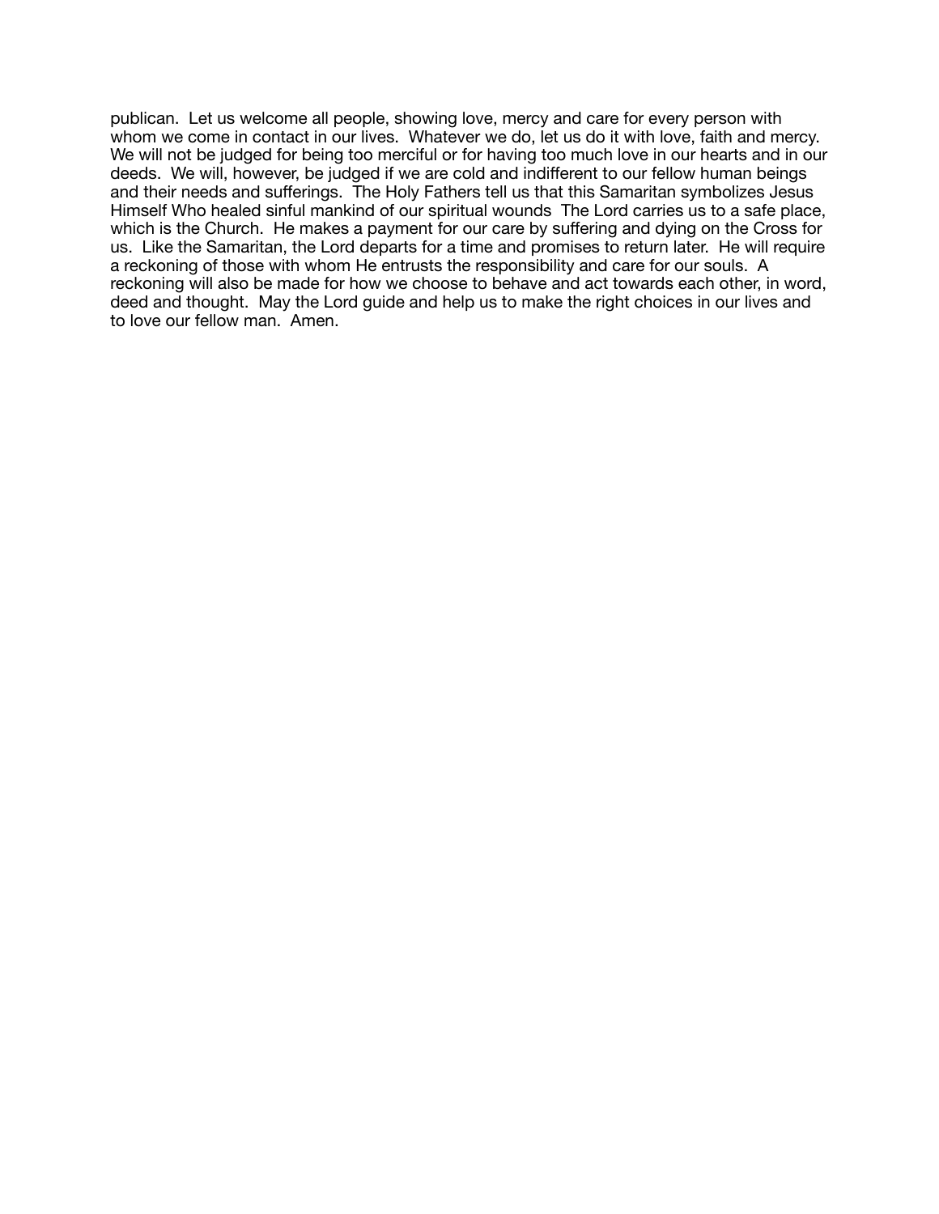publican. Let us welcome all people, showing love, mercy and care for every person with whom we come in contact in our lives. Whatever we do, let us do it with love, faith and mercy. We will not be judged for being too merciful or for having too much love in our hearts and in our deeds. We will, however, be judged if we are cold and indifferent to our fellow human beings and their needs and sufferings. The Holy Fathers tell us that this Samaritan symbolizes Jesus Himself Who healed sinful mankind of our spiritual wounds The Lord carries us to a safe place, which is the Church. He makes a payment for our care by suffering and dying on the Cross for us. Like the Samaritan, the Lord departs for a time and promises to return later. He will require a reckoning of those with whom He entrusts the responsibility and care for our souls. A reckoning will also be made for how we choose to behave and act towards each other, in word, deed and thought. May the Lord guide and help us to make the right choices in our lives and to love our fellow man. Amen.